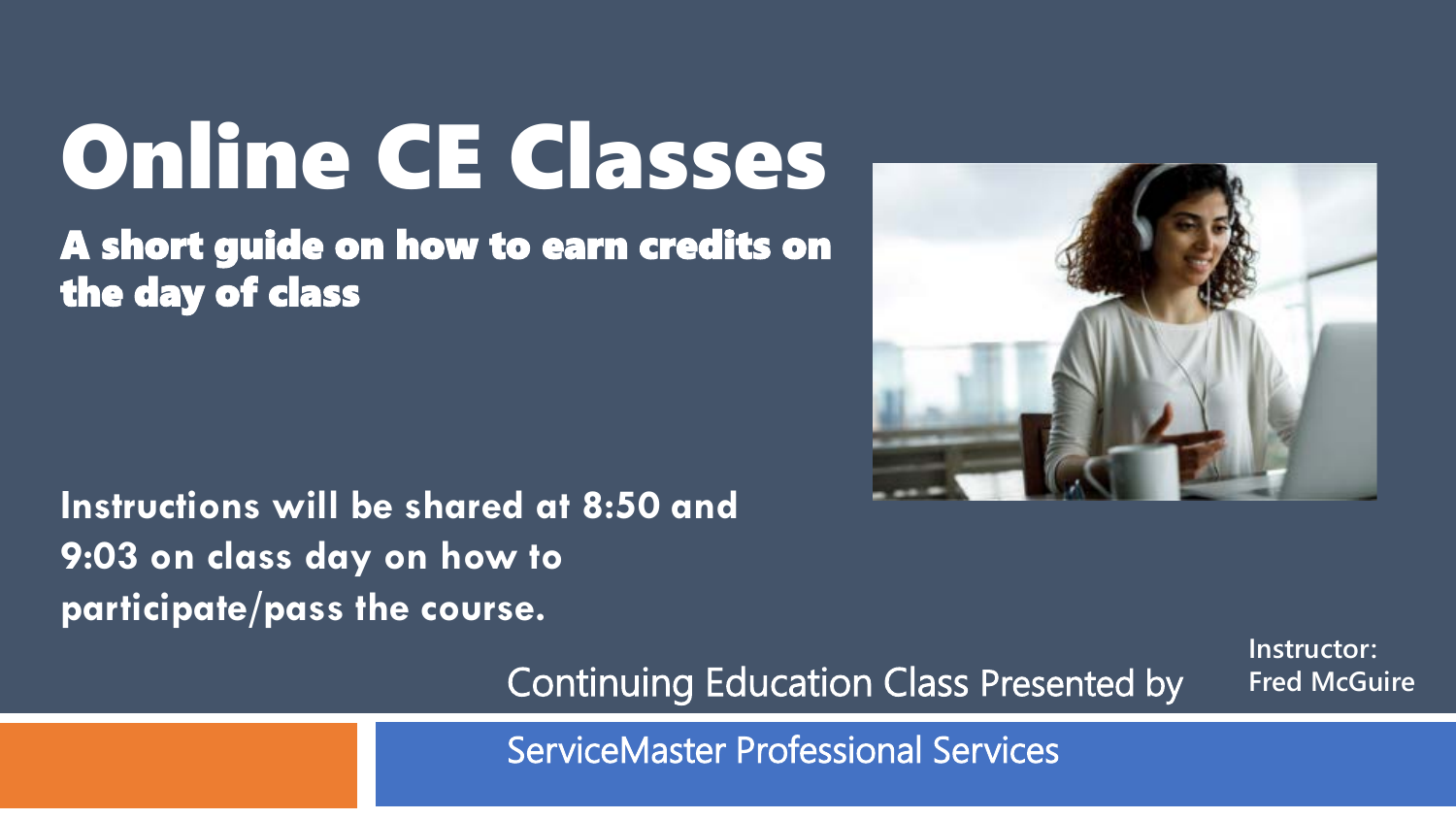# Online CE Classes

## A short guide on how to earn credits on the day of class

**Instructions will be shared at 8:50 and 9:03 on class day on how to participate/pass the course.**

Continuing Education Class Presented by

**Instructor: Fred McGuire**

ServiceMaster Professional Services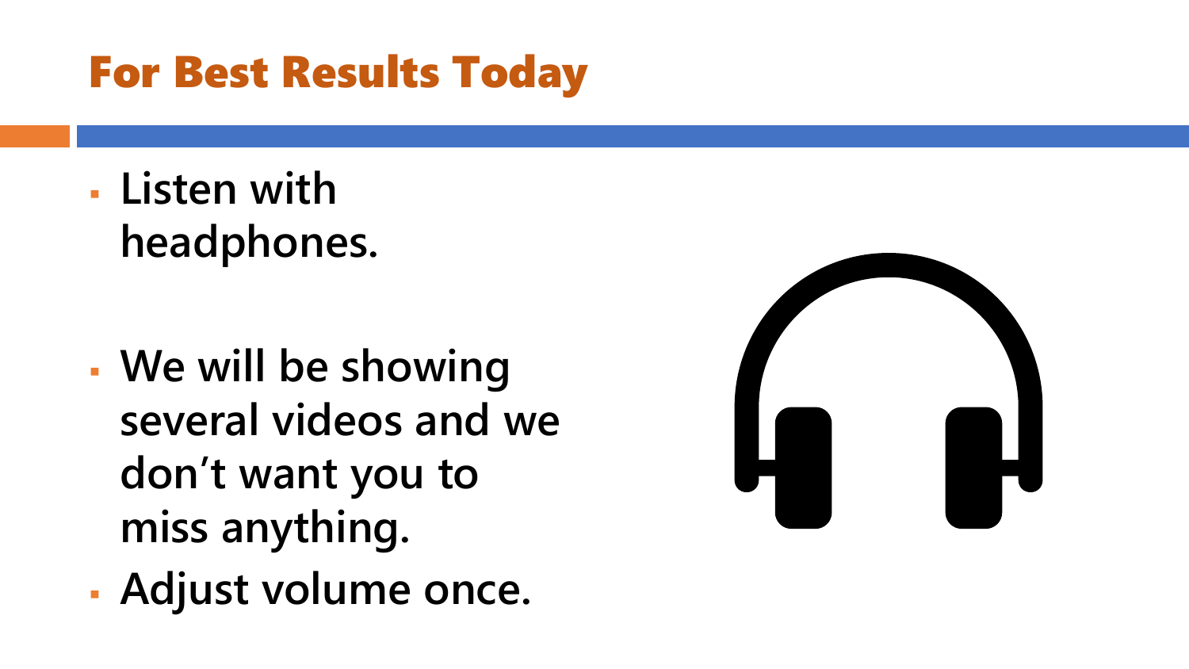# For Best Results Today

- **Listen with headphones.**
- **We will be showing several videos and we don't want you to miss anything.**
- **Adjust volume once.**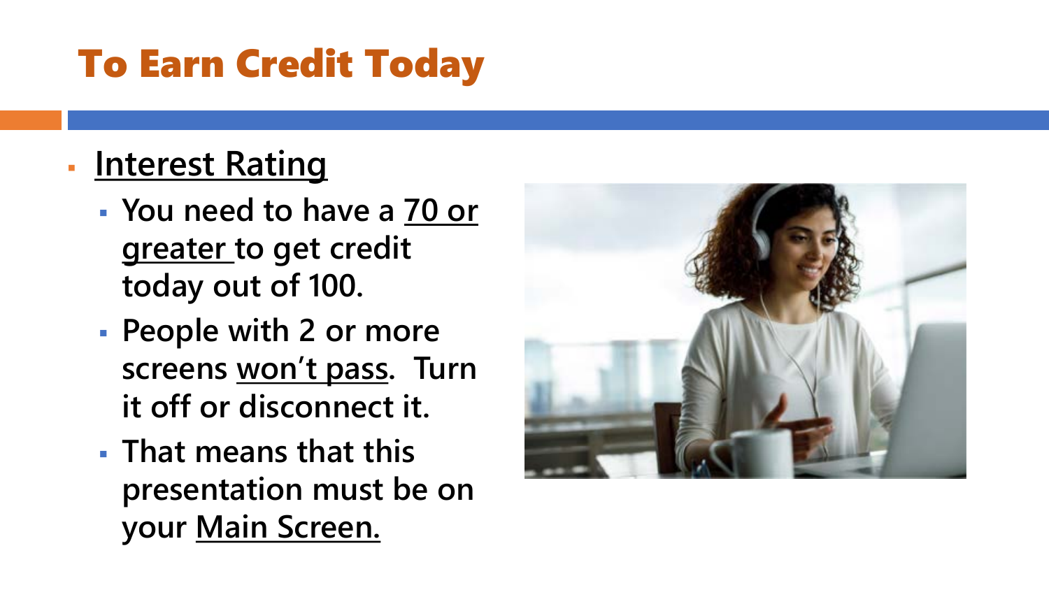# To Earn Credit Today

- Interest Rating
  - You need to have a 70 or greater to get credit today out of 100.
  - People with 2 or more screens won't pass. Turn it off or disconnect it.
  - That means that this presentation must be on your Main Screen.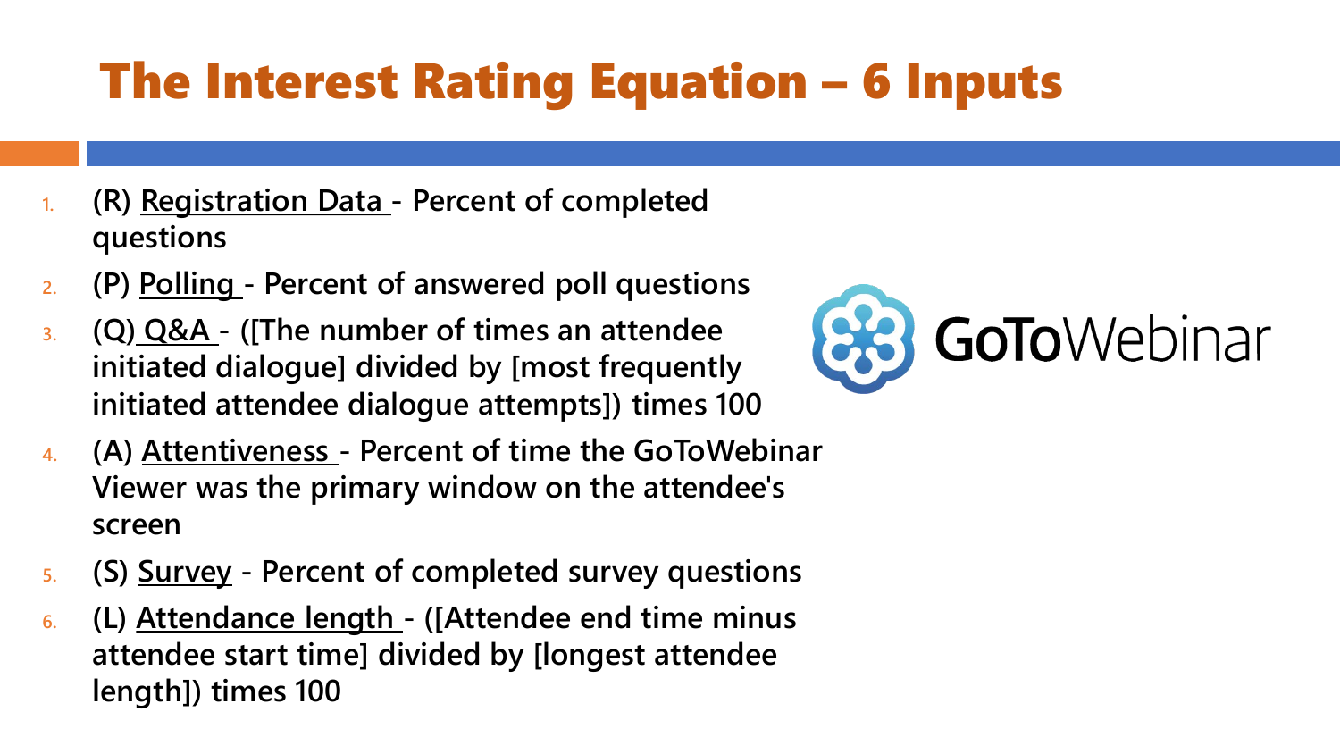# The Interest Rating Equation – 6 Inputs

1. **(R) Registration Data - Percent of completed questions**
2. **(P) Polling - Percent of answered poll questions**
3. **(Q) Q&A - ([The number of times an attendee initiated dialogue] divided by [most frequently initiated attendee dialogue attempts]) times 100**
4. **(A) Attentiveness - Percent of time the GoToWebinar Viewer was the primary window on the attendee's screen**
5. **(S) Survey - Percent of completed survey questions**
6. **(L) Attendance length - ([Attendee end time minus attendee start time] divided by [longest attendee length]) times 100**

GoToWebinar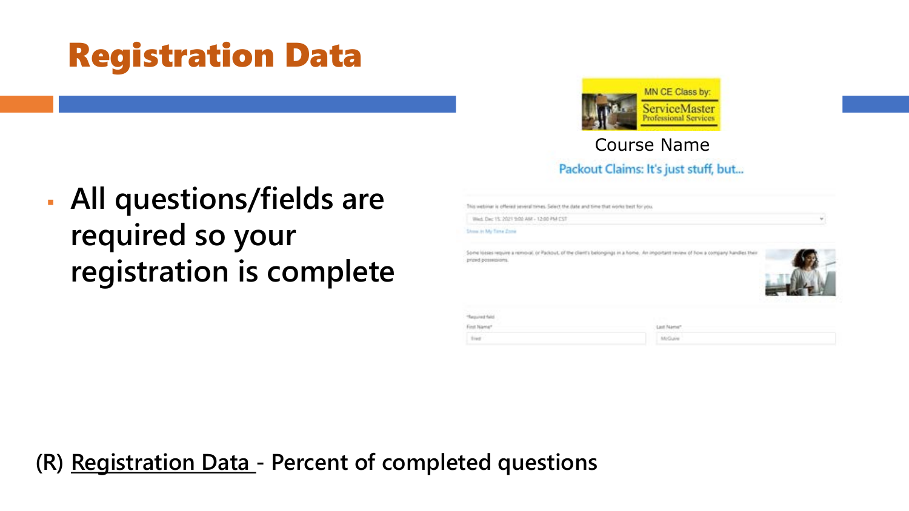# Registration Data

- **All questions/fields are required so your registration is complete**

MN CE Class by: ServiceMaster Professional Services

Course Name

Packout Claims: It's just stuff, but...

This webinar is offered several times. Select the date and time that works best for you.

Wed, Dec 15, 2021 9:00 AM - 12:00 PM CST

Show in My Time Zone

Some losses require a removal, or Packout, of the client's belongings in a home. An important review of how a company handles their prized possessions.

*Required field

First Name*

Fred

Last Name*

McGuire

**(R) Registration Data - Percent of completed questions**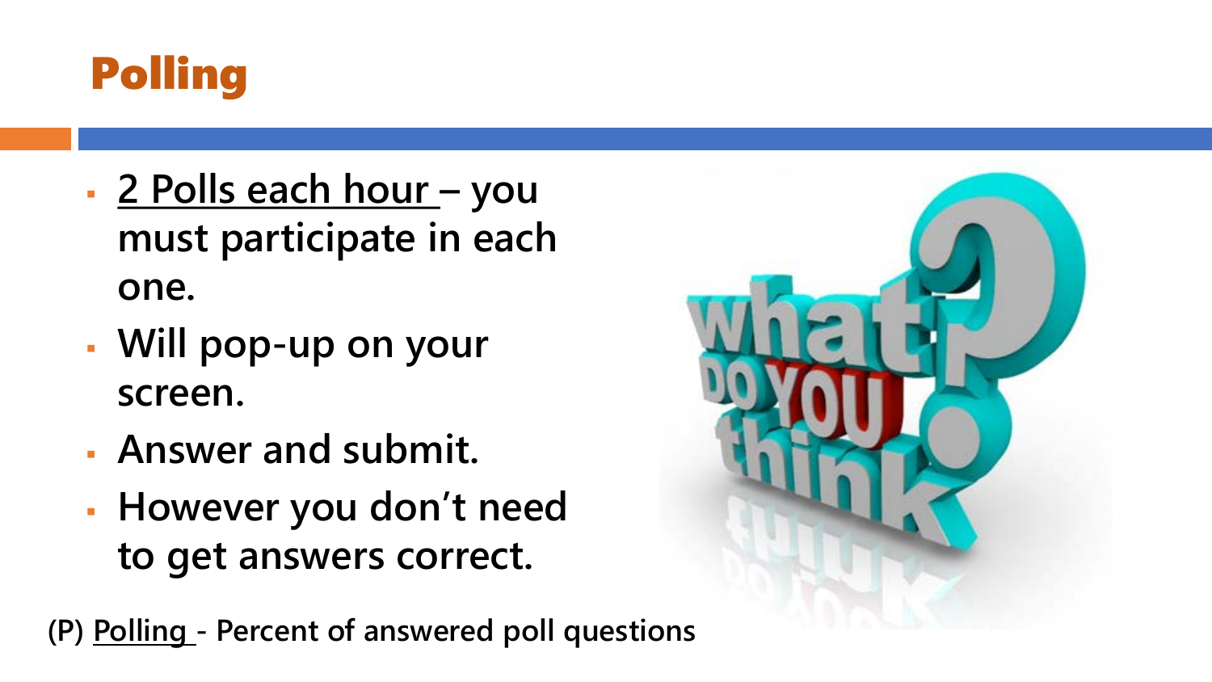# Polling

- 2 Polls each hour – you must participate in each one.
- Will pop-up on your screen.
- Answer and submit.
- However you don't need to get answers correct.

**(P) Polling - Percent of answered poll questions**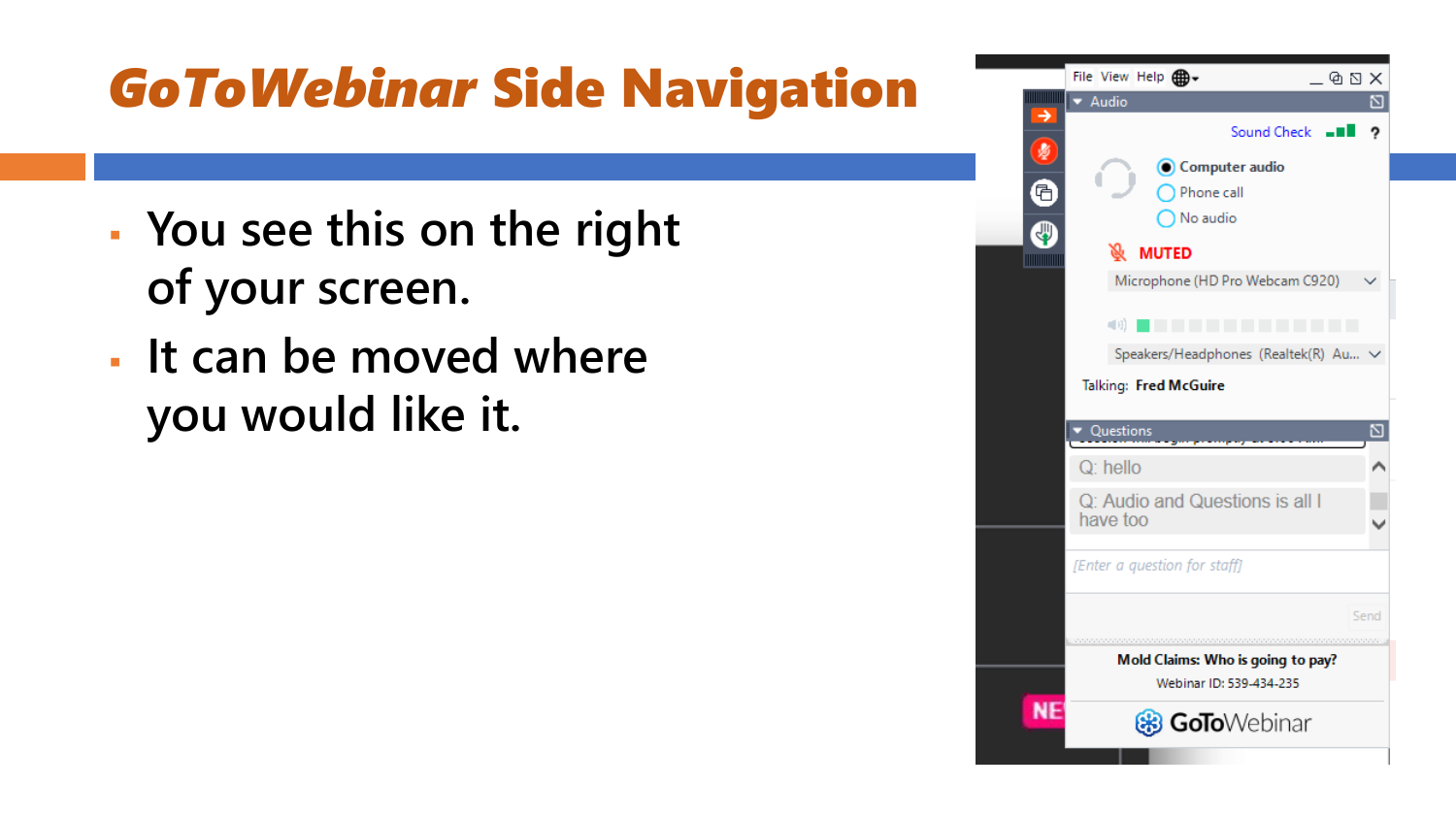# *GoToWebinar* Side Navigation

- You see this on the right of your screen.
- It can be moved where you would like it.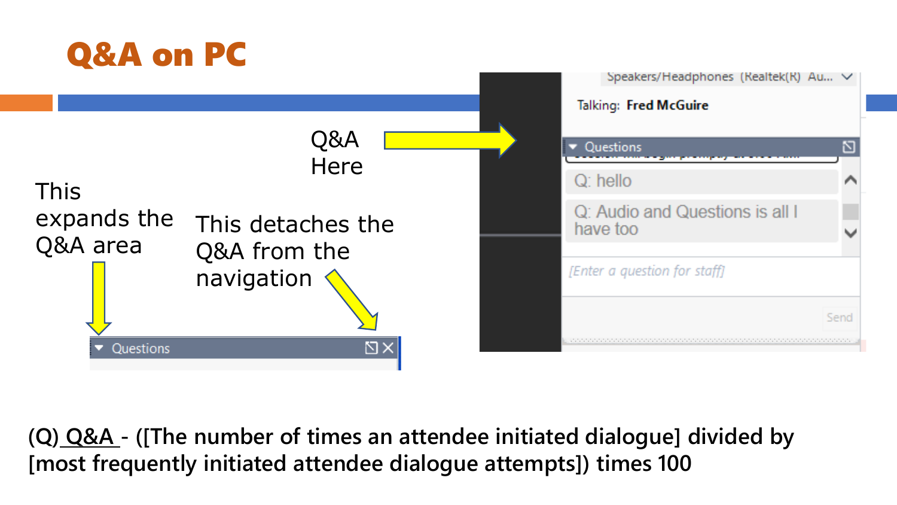# Q&A on PC

Q&A Here

This expands the Q&A area

This detaches the Q&A from the navigation

Questions

Speakers/Headphones (Realtek(R) Au...

Talking: **Fred McGuire**

Questions

Q: hello

Q: Audio and Questions is all I have too

[Enter a question for staff]

Send

**(Q) Q&A - ([The number of times an attendee initiated dialogue] divided by [most frequently initiated attendee dialogue attempts]) times 100**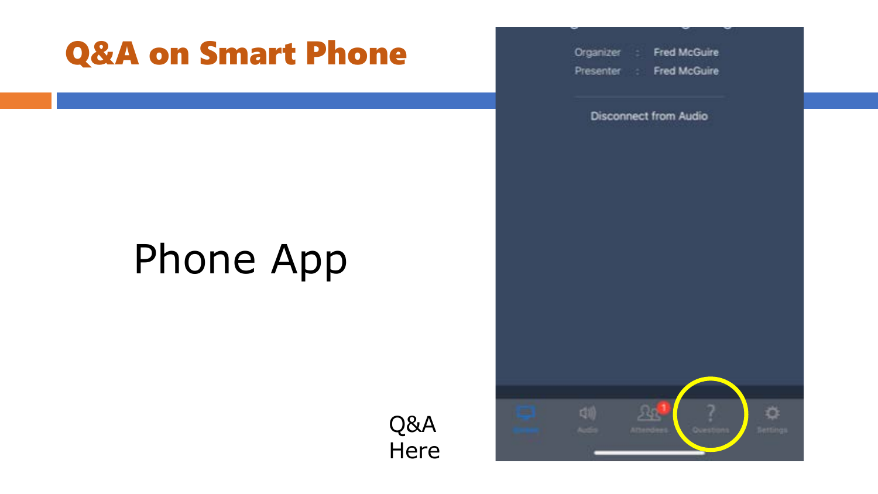# Q&A on Smart Phone

Phone App

Q&A Here

Organizer : Fred McGuire

Presenter : Fred McGuire

Disconnect from Audio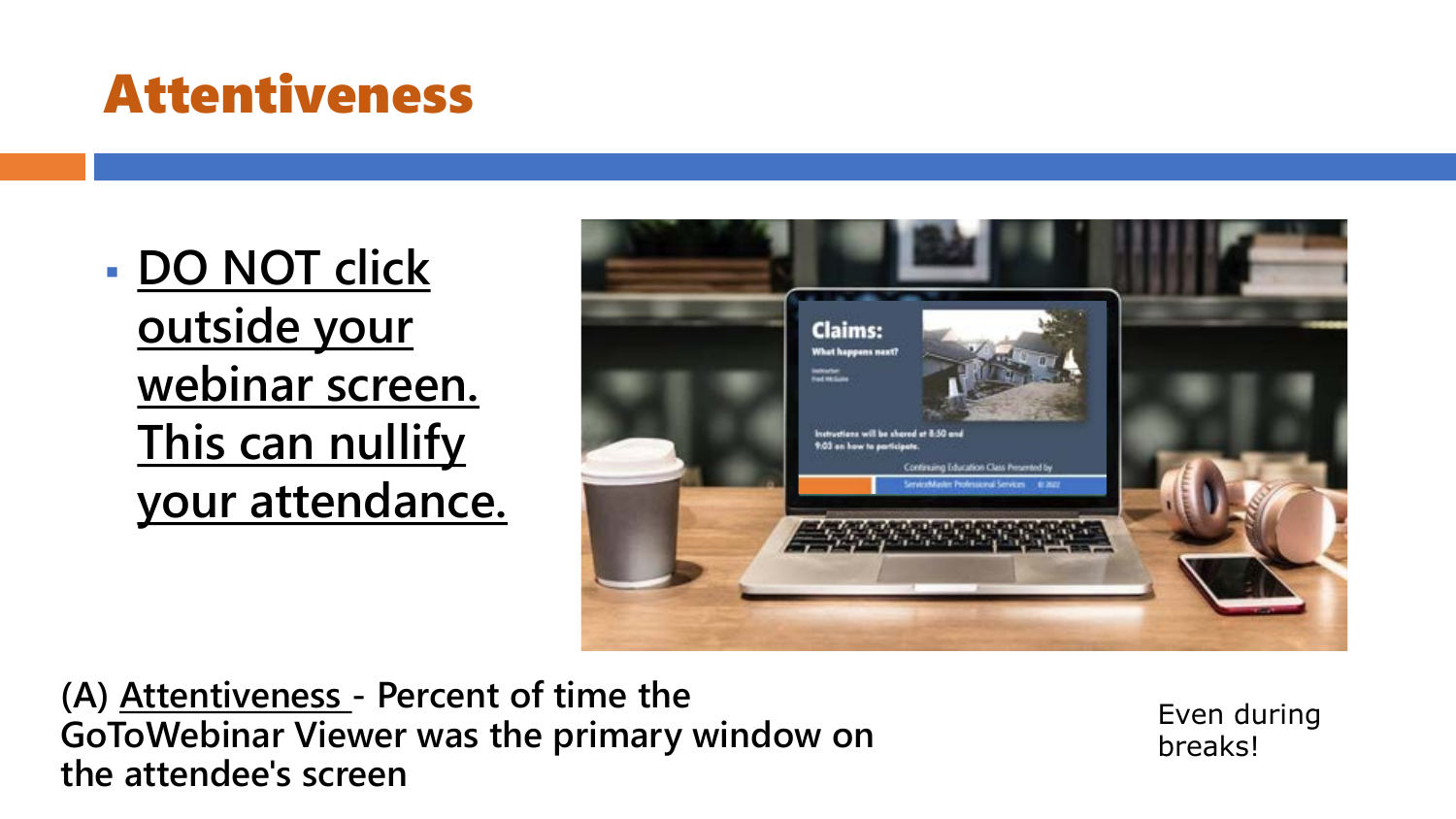# Attentiveness

- <u>**DO NOT click outside your webinar screen. This can nullify your attendance.**</u>

**(A) <u>Attentiveness</u> - Percent of time the GoToWebinar Viewer was the primary window on the attendee's screen**

Even during breaks!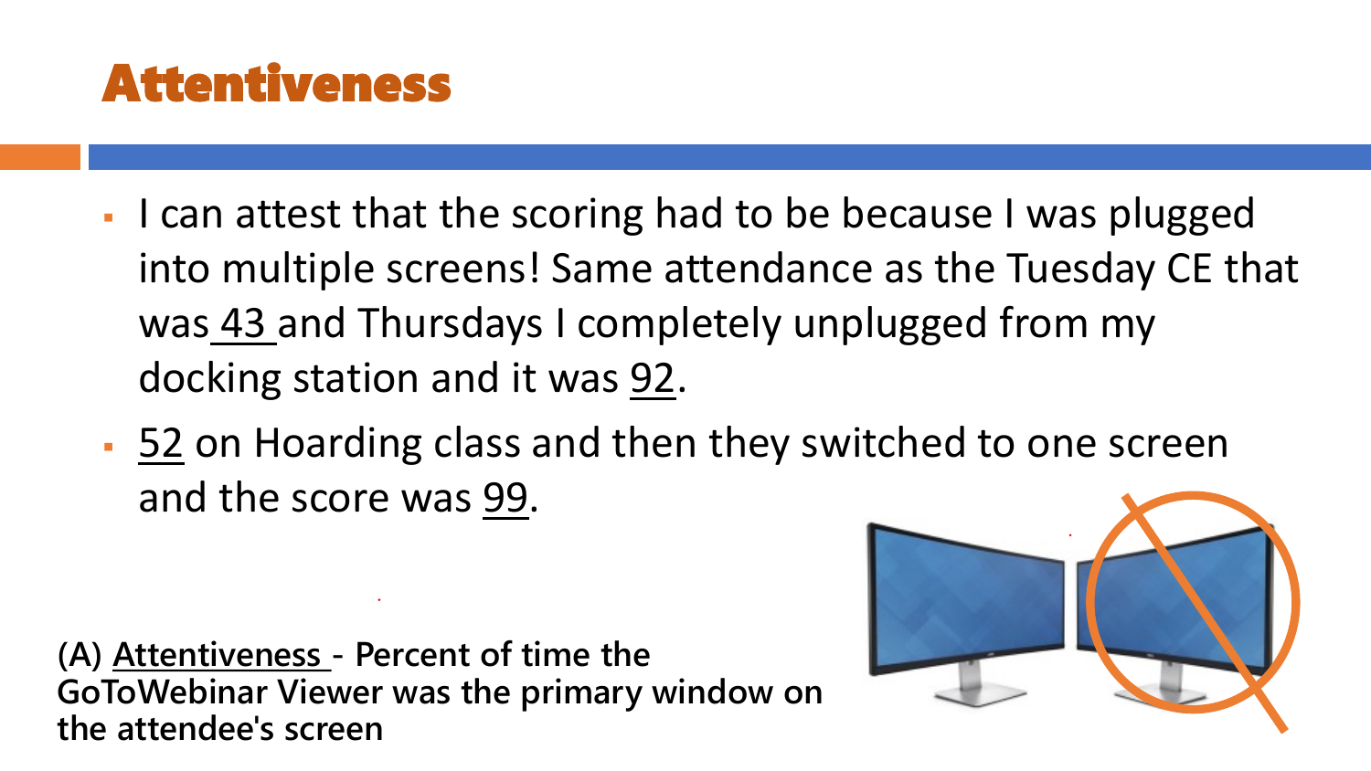# Attentiveness

- I can attest that the scoring had to be because I was plugged into multiple screens! Same attendance as the Tuesday CE that was 43 and Thursdays I completely unplugged from my docking station and it was 92.
- 52 on Hoarding class and then they switched to one screen and the score was 99.

**(A) Attentiveness - Percent of time the GoToWebinar Viewer was the primary window on the attendee's screen**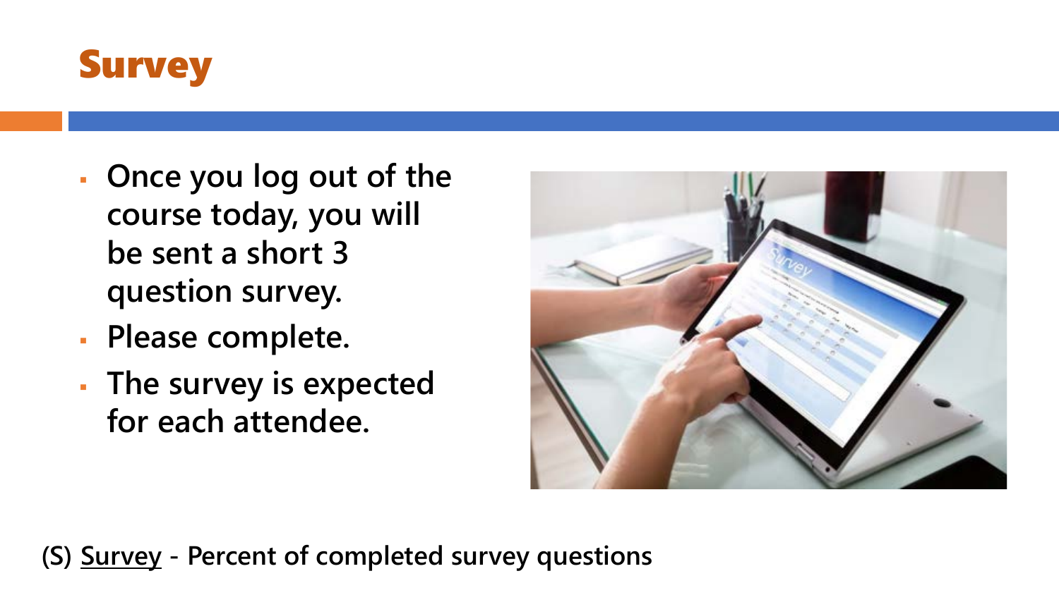# Survey

- Once you log out of the course today, you will be sent a short 3 question survey.
- Please complete.
- The survey is expected for each attendee.

**(S) <u>Survey</u> - Percent of completed survey questions**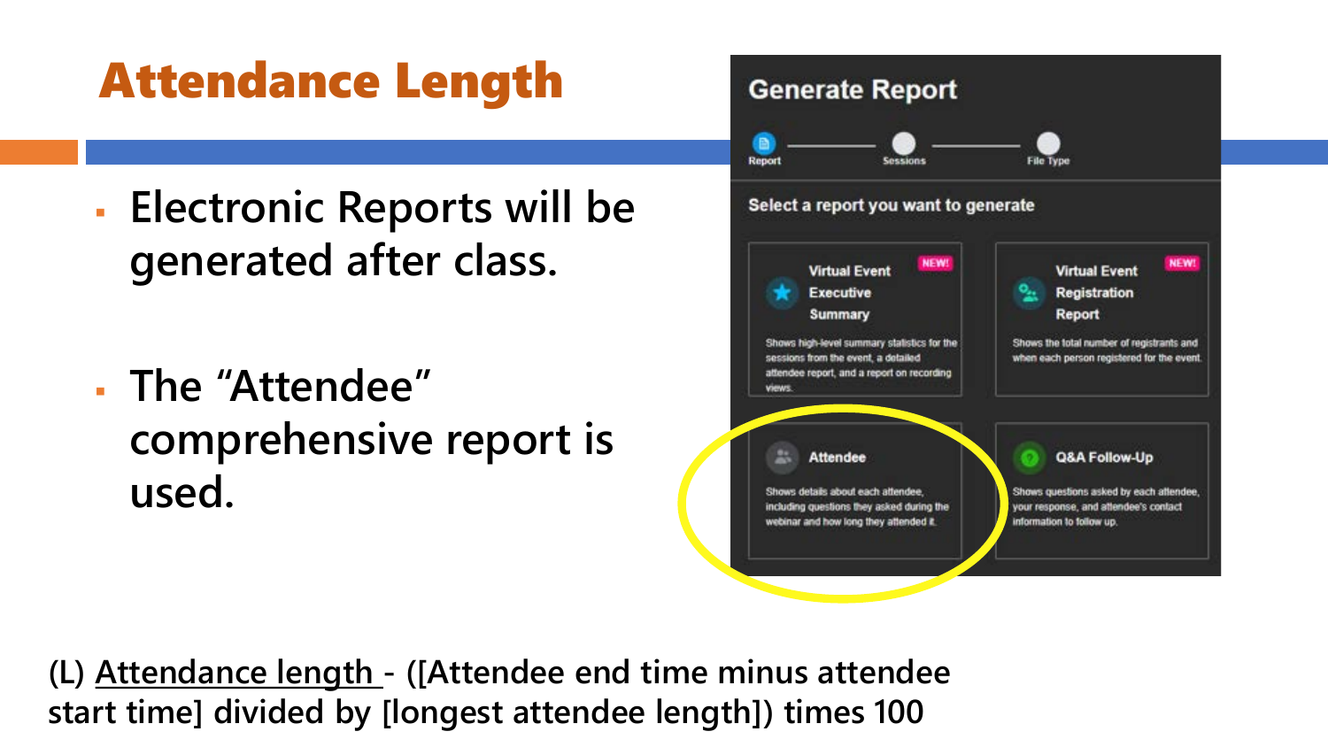# Attendance Length

- Electronic Reports will be generated after class.
- The "Attendee" comprehensive report is used.

Generate Report

Report — Sessions — File Type

Select a report you want to generate

**Virtual Event Executive Summary** NEW!
Shows high-level summary statistics for the sessions from the event, a detailed attendee report, and a report on recording views.

**Virtual Event Registration Report** NEW!
Shows the total number of registrants and when each person registered for the event.

**Attendee**
Shows details about each attendee, including questions they asked during the webinar and how long they attended it.

**Q&A Follow-Up**
Shows questions asked by each attendee, your response, and attendee's contact information to follow up.

(L) <u>Attendance length</u> - ([Attendee end time minus attendee start time] divided by [longest attendee length]) times 100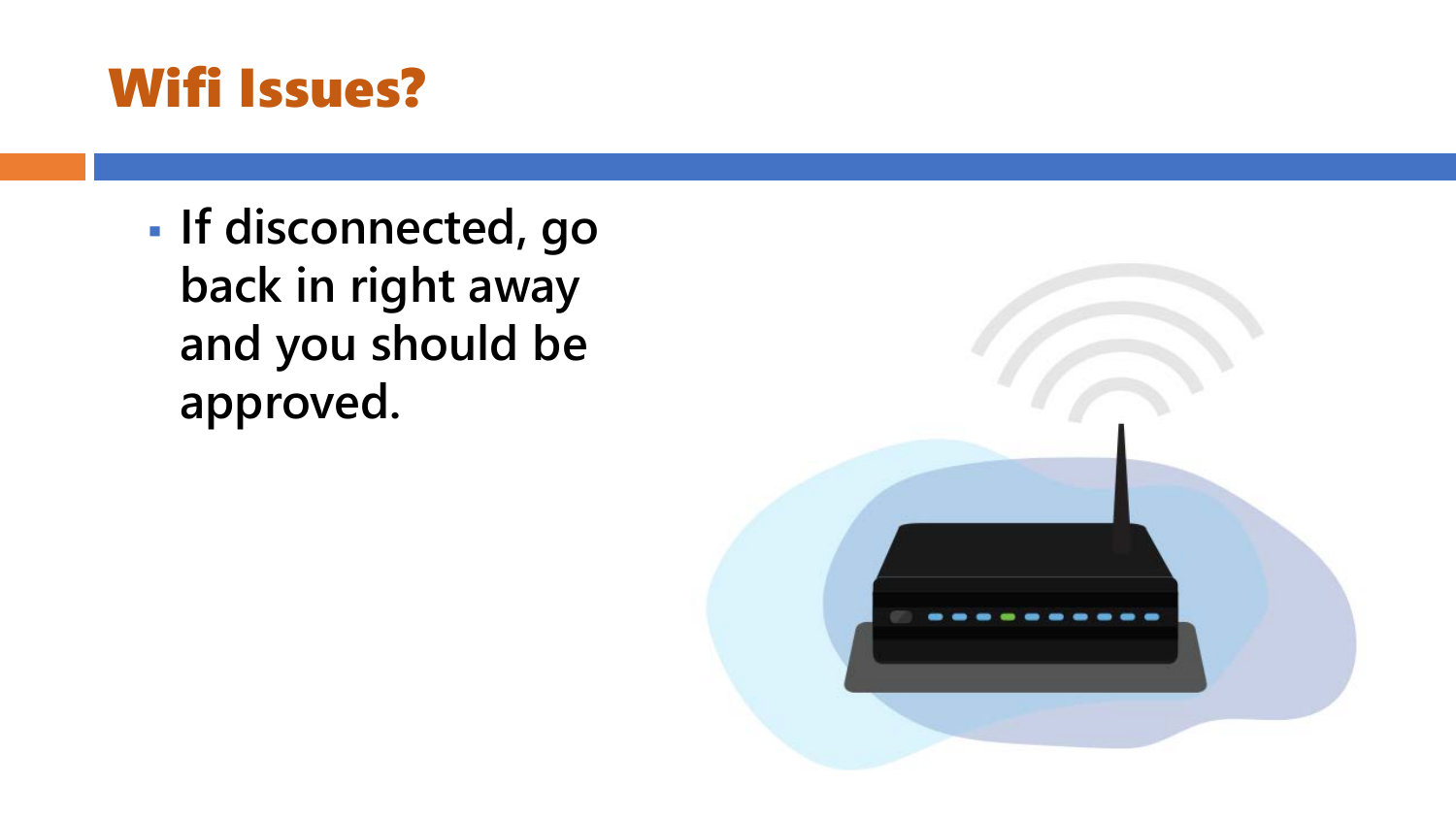# Wifi Issues?

- If disconnected, go back in right away and you should be approved.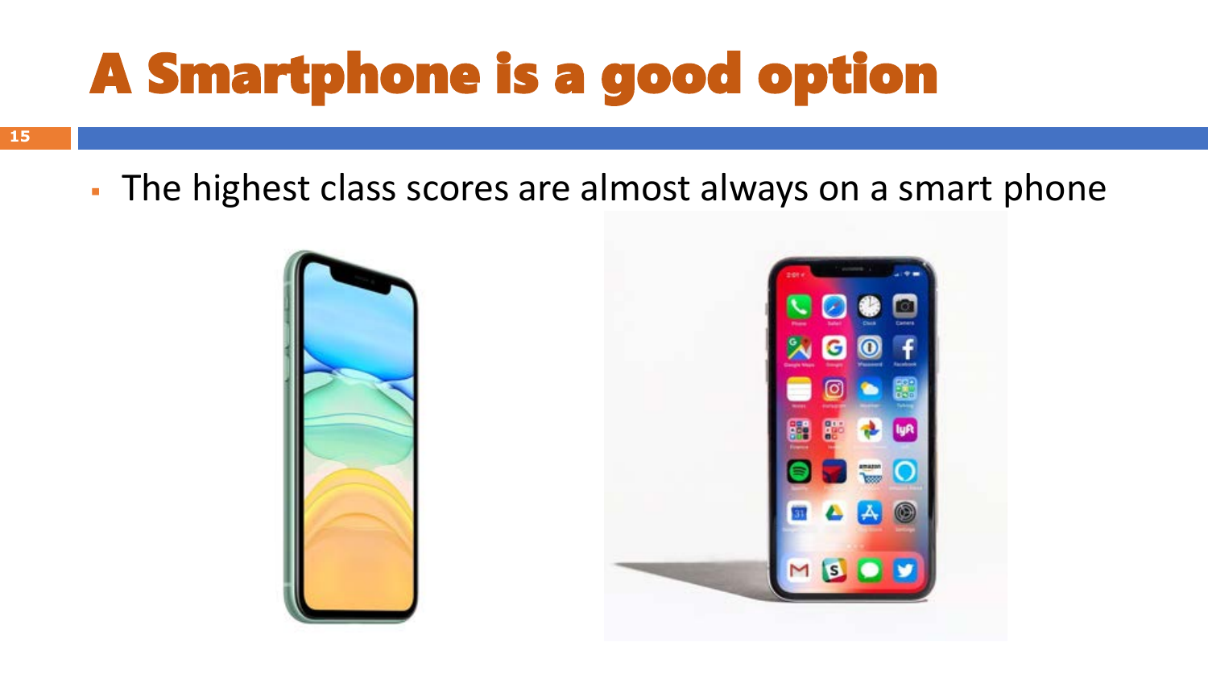# A Smartphone is a good option

- The highest class scores are almost always on a smart phone